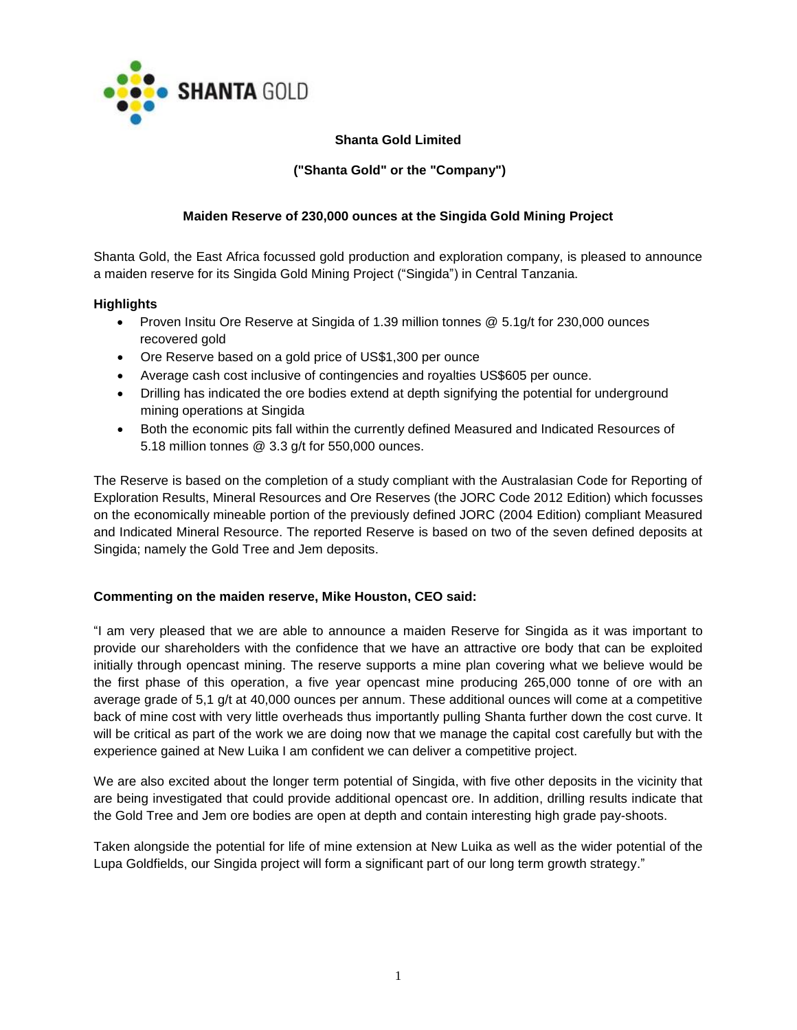**Shanta Gold Limited**

**("Shanta Gold" or the "Company")**

**Maiden Reserve of 230,000 ounces at the Singida Gold Mining Project**

Shanta Gold, the East Africa focussed gold production and exploration company, is pleased to announce a maiden reserve for its Singida Gold Mining Project ("Singida") in Central Tanzania.

**Highlights**

- Proven Insitu Ore Reserve at Singida of 1.39 million tonnes @ 5.1g/t for 230,000 ounces recovered gold
- Ore Reserve based on a gold price of US$1,300 per ounce
- Average cash cost inclusive of contingencies and royalties US$605 per ounce.
- Drilling has indicated the ore bodies extend at depth signifying the potential for underground mining operations at Singida
- Both the economic pits fall within the currently defined Measured and Indicated Resources of 5.18 million tonnes @ 3.3 g/t for 550,000 ounces.

The Reserve is based on the completion of a study compliant with the Australasian Code for Reporting of Exploration Results, Mineral Resources and Ore Reserves (the JORC Code 2012 Edition) which focusses on the economically mineable portion of the previously defined JORC (2004 Edition) compliant Measured and Indicated Mineral Resource. The reported Reserve is based on two of the seven defined deposits at Singida; namely the Gold Tree and Jem deposits.

**Commenting on the maiden reserve, Mike Houston, CEO said:**

"I am very pleased that we are able to announce a maiden Reserve for Singida as it was important to provide our shareholders with the confidence that we have an attractive ore body that can be exploited initially through opencast mining. The reserve supports a mine plan covering what we believe would be the first phase of this operation, a five year opencast mine producing 265,000 tonne of ore with an average grade of 5,1 g/t at 40,000 ounces per annum. These additional ounces will come at a competitive back of mine cost with very little overheads thus importantly pulling Shanta further down the cost curve. It will be critical as part of the work we are doing now that we manage the capital cost carefully but with the experience gained at New Luika I am confident we can deliver a competitive project.

We are also excited about the longer term potential of Singida, with five other deposits in the vicinity that are being investigated that could provide additional opencast ore. In addition, drilling results indicate that the Gold Tree and Jem ore bodies are open at depth and contain interesting high grade pay-shoots.

Taken alongside the potential for life of mine extension at New Luika as well as the wider potential of the Lupa Goldfields, our Singida project will form a significant part of our long term growth strategy."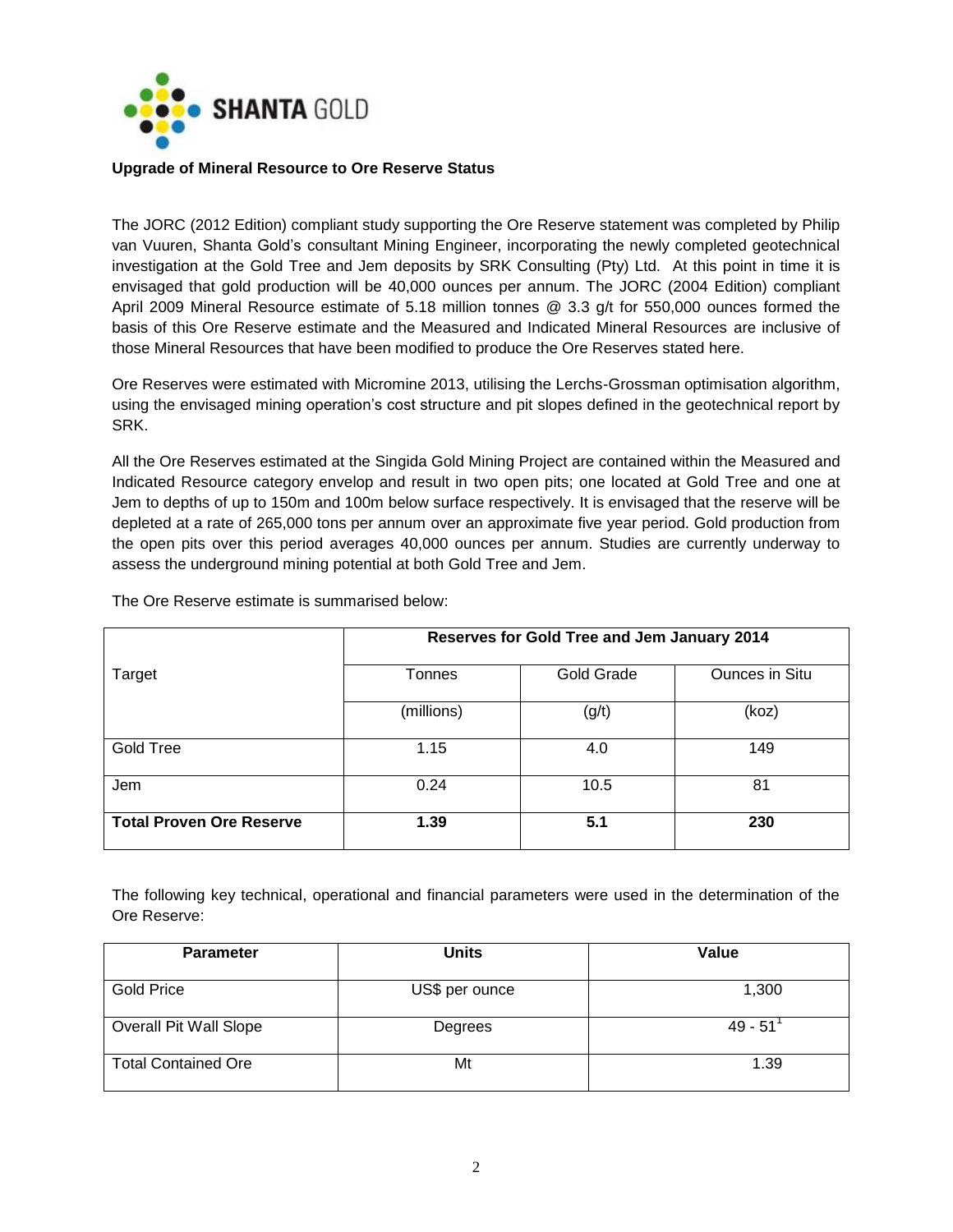**Upgrade of Mineral Resource to Ore Reserve Status**

The JORC (2012 Edition) compliant study supporting the Ore Reserve statement was completed by Philip van Vuuren, Shanta Gold's consultant Mining Engineer, incorporating the newly completed geotechnical investigation at the Gold Tree and Jem deposits by SRK Consulting (Pty) Ltd. At this point in time it is envisaged that gold production will be 40,000 ounces per annum. The JORC (2004 Edition) compliant April 2009 Mineral Resource estimate of 5.18 million tonnes @ 3.3 g/t for 550,000 ounces formed the basis of this Ore Reserve estimate and the Measured and Indicated Mineral Resources are inclusive of those Mineral Resources that have been modified to produce the Ore Reserves stated here.

Ore Reserves were estimated with Micromine 2013, utilising the Lerchs-Grossman optimisation algorithm, using the envisaged mining operation's cost structure and pit slopes defined in the geotechnical report by SRK.

All the Ore Reserves estimated at the Singida Gold Mining Project are contained within the Measured and Indicated Resource category envelop and result in two open pits; one located at Gold Tree and one at Jem to depths of up to 150m and 100m below surface respectively. It is envisaged that the reserve will be depleted at a rate of 265,000 tons per annum over an approximate five year period. Gold production from the open pits over this period averages 40,000 ounces per annum. Studies are currently underway to assess the underground mining potential at both Gold Tree and Jem.

The Ore Reserve estimate is summarised below:

| Target | Reserves for Gold Tree and Jem January 2014 | | |
|---|---|---|---|
| | Tonnes | Gold Grade | Ounces in Situ |
| | (millions) | (g/t) | (koz) |
| Gold Tree | 1.15 | 4.0 | 149 |
| Jem | 0.24 | 10.5 | 81 |
| **Total Proven Ore Reserve** | **1.39** | **5.1** | **230** |

The following key technical, operational and financial parameters were used in the determination of the Ore Reserve:

| Parameter | Units | Value |
|---|---|---|
| Gold Price | US$ per ounce | 1,300 |
| Overall Pit Wall Slope | Degrees | 49 - 51[1] |
| Total Contained Ore | Mt | 1.39 |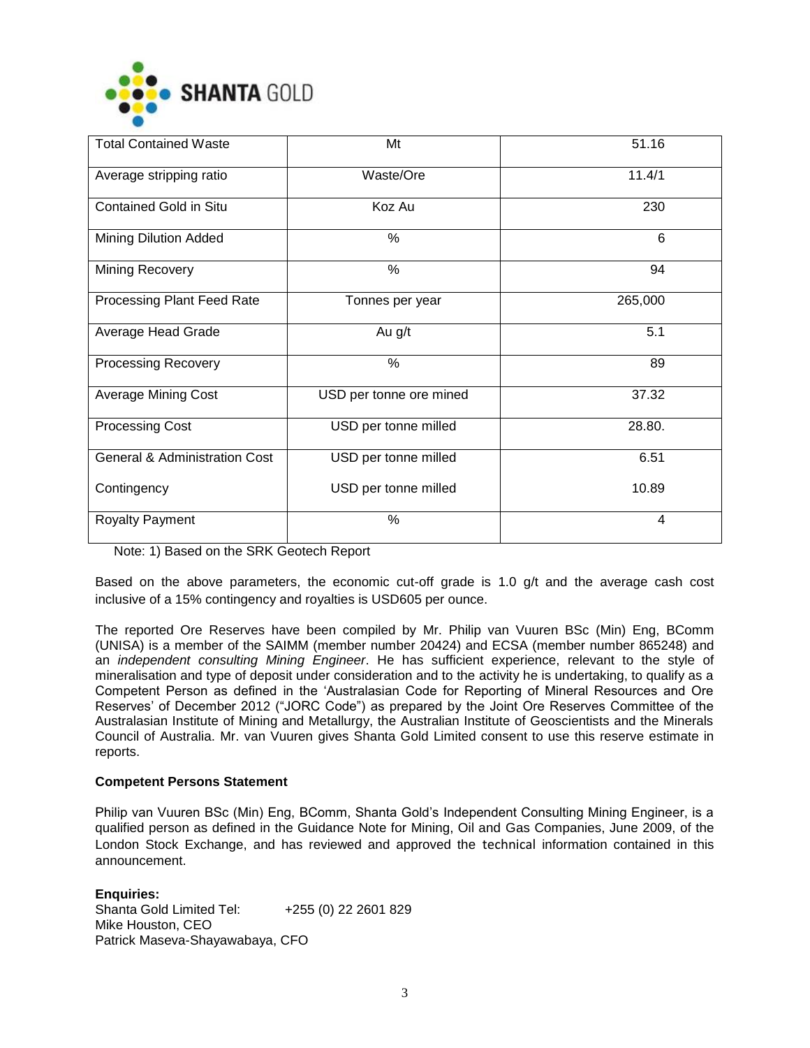| Total Contained Waste | Mt | 51.16 |
|---|---|---|
| Average stripping ratio | Waste/Ore | 11.4/1 |
| Contained Gold in Situ | Koz Au | 230 |
| Mining Dilution Added | % | 6 |
| Mining Recovery | % | 94 |
| Processing Plant Feed Rate | Tonnes per year | 265,000 |
| Average Head Grade | Au g/t | 5.1 |
| Processing Recovery | % | 89 |
| Average Mining Cost | USD per tonne ore mined | 37.32 |
| Processing Cost | USD per tonne milled | 28.80. |
| General & Administration Cost | USD per tonne milled | 6.51 |
| Contingency | USD per tonne milled | 10.89 |
| Royalty Payment | % | 4 |

Note: 1) Based on the SRK Geotech Report

Based on the above parameters, the economic cut-off grade is 1.0 g/t and the average cash cost inclusive of a 15% contingency and royalties is USD605 per ounce.

The reported Ore Reserves have been compiled by Mr. Philip van Vuuren BSc (Min) Eng, BComm (UNISA) is a member of the SAIMM (member number 20424) and ECSA (member number 865248) and an *independent consulting Mining Engineer*. He has sufficient experience, relevant to the style of mineralisation and type of deposit under consideration and to the activity he is undertaking, to qualify as a Competent Person as defined in the 'Australasian Code for Reporting of Mineral Resources and Ore Reserves' of December 2012 ("JORC Code") as prepared by the Joint Ore Reserves Committee of the Australasian Institute of Mining and Metallurgy, the Australian Institute of Geoscientists and the Minerals Council of Australia. Mr. van Vuuren gives Shanta Gold Limited consent to use this reserve estimate in reports.

**Competent Persons Statement**

Philip van Vuuren BSc (Min) Eng, BComm, Shanta Gold's Independent Consulting Mining Engineer, is a qualified person as defined in the Guidance Note for Mining, Oil and Gas Companies, June 2009, of the London Stock Exchange, and has reviewed and approved the technical information contained in this announcement.

**Enquiries:**
Shanta Gold Limited Tel: +255 (0) 22 2601 829
Mike Houston, CEO
Patrick Maseva-Shayawabaya, CFO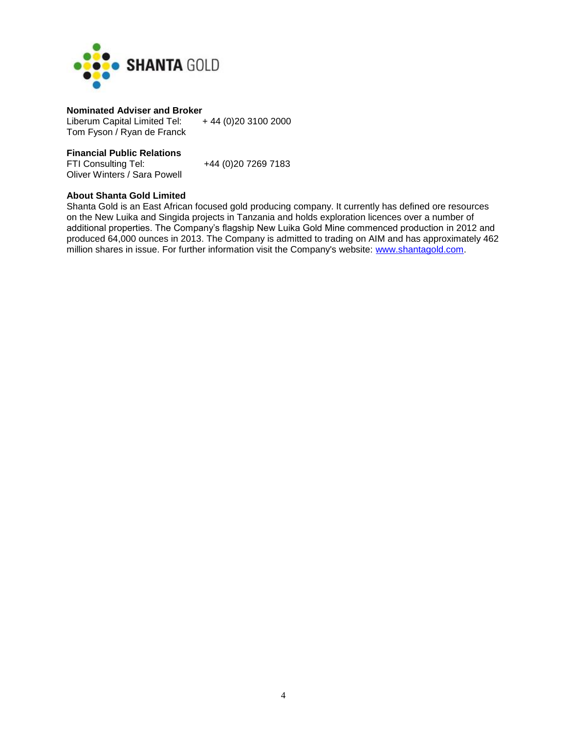**Nominated Adviser and Broker**
Liberum Capital Limited Tel: + 44 (0)20 3100 2000
Tom Fyson / Ryan de Franck

**Financial Public Relations**
FTI Consulting Tel: +44 (0)20 7269 7183
Oliver Winters / Sara Powell

**About Shanta Gold Limited**
Shanta Gold is an East African focused gold producing company. It currently has defined ore resources on the New Luika and Singida projects in Tanzania and holds exploration licences over a number of additional properties. The Company's flagship New Luika Gold Mine commenced production in 2012 and produced 64,000 ounces in 2013. The Company is admitted to trading on AIM and has approximately 462 million shares in issue. For further information visit the Company's website: www.shantagold.com.